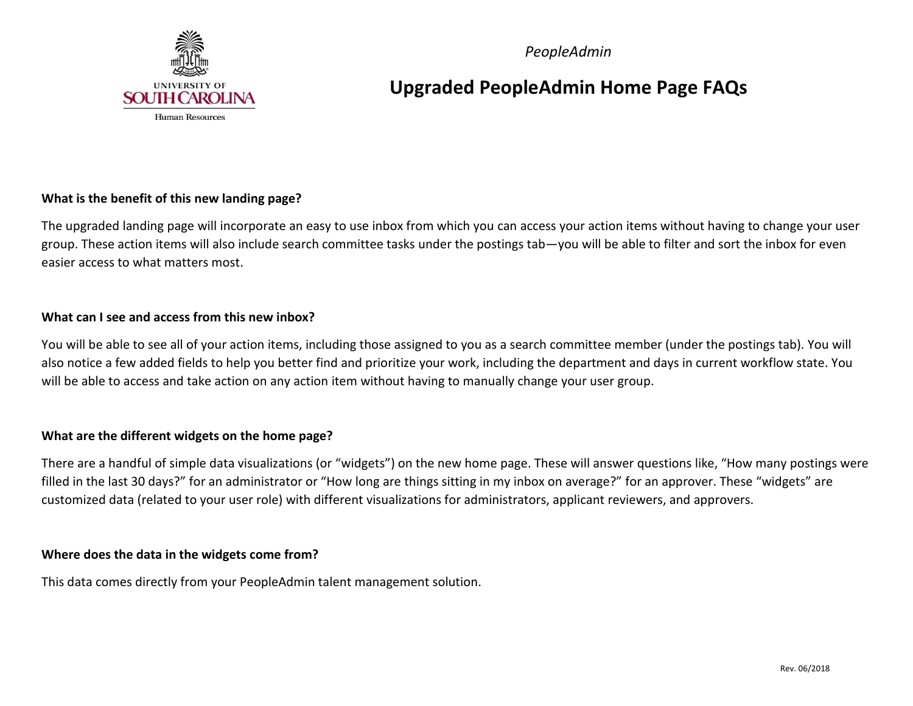*PeopleAdmin*

# Upgraded PeopleAdmin Home Page FAQs

**What is the benefit of this new landing page?**

The upgraded landing page will incorporate an easy to use inbox from which you can access your action items without having to change your user group. These action items will also include search committee tasks under the postings tab—you will be able to filter and sort the inbox for even easier access to what matters most.

**What can I see and access from this new inbox?**

You will be able to see all of your action items, including those assigned to you as a search committee member (under the postings tab). You will also notice a few added fields to help you better find and prioritize your work, including the department and days in current workflow state. You will be able to access and take action on any action item without having to manually change your user group.

**What are the different widgets on the home page?**

There are a handful of simple data visualizations (or "widgets") on the new home page. These will answer questions like, "How many postings were filled in the last 30 days?" for an administrator or "How long are things sitting in my inbox on average?" for an approver. These "widgets" are customized data (related to your user role) with different visualizations for administrators, applicant reviewers, and approvers.

**Where does the data in the widgets come from?**

This data comes directly from your PeopleAdmin talent management solution.

Rev. 06/2018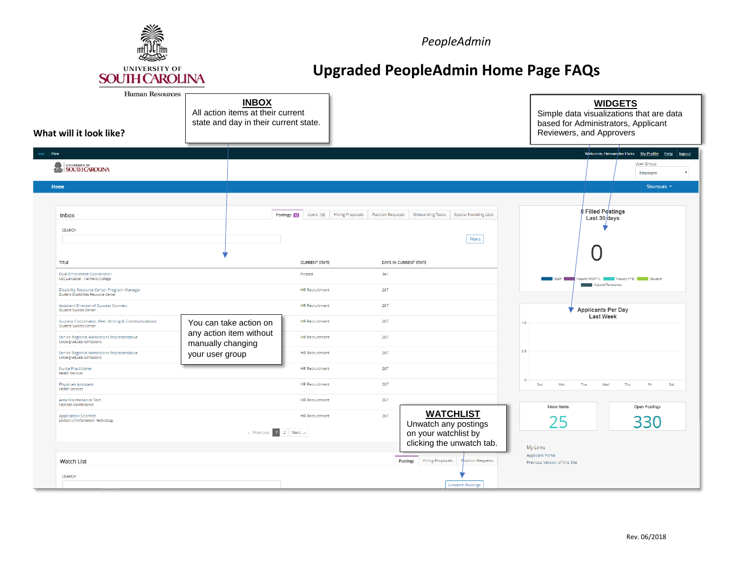University of South Carolina Human Resources

*PeopleAdmin*

# Upgraded PeopleAdmin Home Page FAQs

**What will it look like?**

**INBOX**
All action items at their current state and day in their current state.

**WIDGETS**
Simple data visualizations that are data based for Administrators, Applicant Reviewers, and Approvers

You can take action on any action item without manually changing your user group

**WATCHLIST**
Unwatch any postings on your watchlist by clicking the unwatch tab.

Hire | Welcome, Hernandez Hicks | My Profile | Help | logout

User Group: Employee

Home | Shortcuts

**Inbox**

Postings 12 | Users 13 | Hiring Proposals | Position Requests | Onboarding Tasks | Special Handling Lists

SEARCH

Filters

| TITLE | CURRENT STATE | DAYS IN CURRENT STATE |
|---|---|---|
| Dual Enrollment Coordinator<br>USC Lancaster - Palmetto College | Posted | 341 |
| Disability Resource Center Program Manager<br>Student Disabilities Resource Center | HR Recruitment | 267 |
| Assistant Director of Success Connect<br>Student Success Center | HR Recruitment | 267 |
| Success Coordinator, Peer Writing & Communications<br>Student Success Center | HR Recruitment | 267 |
| Senior Regional Admissions Representative<br>Undergraduate Admissions | HR Recruitment | 267 |
| Senior Regional Admissions Representative<br>Undergraduate Admissions | HR Recruitment | 267 |
| Nurse Practitioner<br>Health Services | HR Recruitment | 267 |
| Physician Assistant<br>Health Services | HR Recruitment | 267 |
| Area Maintenance Tech<br>Facilities Maintenance | HR Recruitment | 267 |
| Application Scientist<br>Division of Information Technology | HR Recruitment | 267 |

← Previous 1 2 Next →

**Watch List**

Postings | Hiring Proposals | Position Requests

SEARCH

Unwatch Postings

**0 Filled Postings Last 30 days**

0

Staff | Faculty RGP/TL | Faculty FTE | Student | Adjunct/Temporary

**Applicants Per Day Last Week**

1.0, 0.5, 0

Sun | Mon | Tue | Wed | Thu | Fri | Sat

Inbox Items: 25

Open Postings: 330

My Links
Applicant Portal
Previous Version of this Site

Rev. 06/2018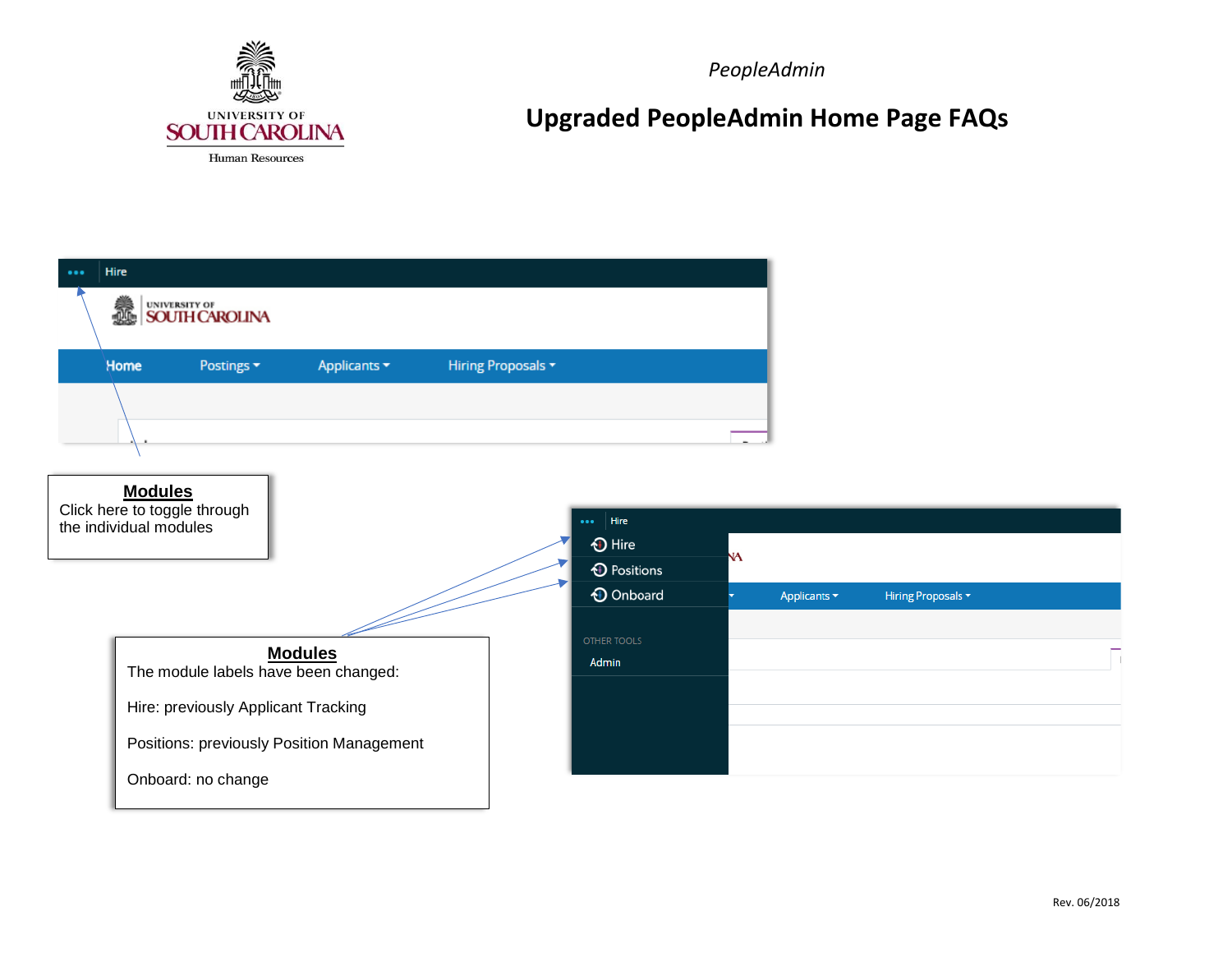*PeopleAdmin*

# Upgraded PeopleAdmin Home Page FAQs

**Modules**

Click here to toggle through the individual modules

**Modules**

The module labels have been changed:

Hire: previously Applicant Tracking

Positions: previously Position Management

Onboard: no change

Rev. 06/2018